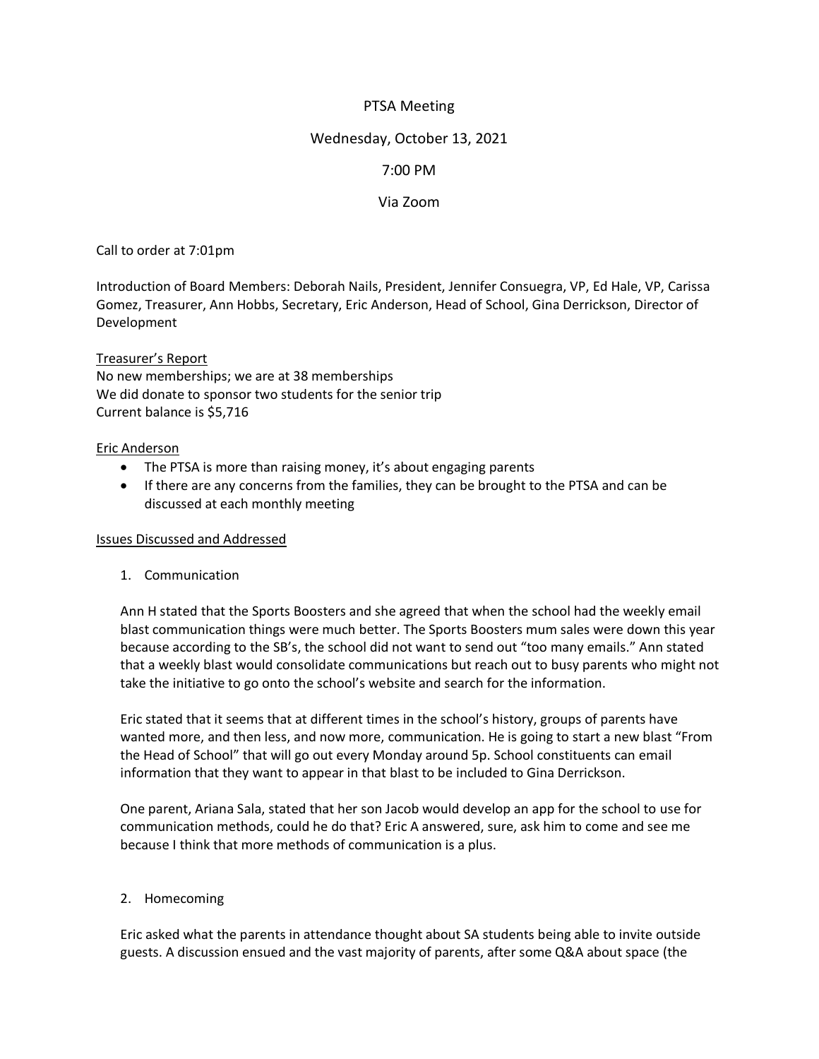# PTSA Meeting

Wednesday, October 13, 2021

7:00 PM

Via Zoom

Call to order at 7:01pm

Introduction of Board Members: Deborah Nails, President, Jennifer Consuegra, VP, Ed Hale, VP, Carissa Gomez, Treasurer, Ann Hobbs, Secretary, Eric Anderson, Head of School, Gina Derrickson, Director of Development

<u>Treasurer's Report</u>

No new memberships; we are at 38 memberships
We did donate to sponsor two students for the senior trip
Current balance is $5,716

<u>Eric Anderson</u>

- The PTSA is more than raising money, it's about engaging parents
- If there are any concerns from the families, they can be brought to the PTSA and can be discussed at each monthly meeting

<u>Issues Discussed and Addressed</u>

1. Communication

Ann H stated that the Sports Boosters and she agreed that when the school had the weekly email blast communication things were much better. The Sports Boosters mum sales were down this year because according to the SB's, the school did not want to send out "too many emails." Ann stated that a weekly blast would consolidate communications but reach out to busy parents who might not take the initiative to go onto the school's website and search for the information.

Eric stated that it seems that at different times in the school's history, groups of parents have wanted more, and then less, and now more, communication. He is going to start a new blast "From the Head of School" that will go out every Monday around 5p. School constituents can email information that they want to appear in that blast to be included to Gina Derrickson.

One parent, Ariana Sala, stated that her son Jacob would develop an app for the school to use for communication methods, could he do that? Eric A answered, sure, ask him to come and see me because I think that more methods of communication is a plus.

2. Homecoming

Eric asked what the parents in attendance thought about SA students being able to invite outside guests. A discussion ensued and the vast majority of parents, after some Q&A about space (the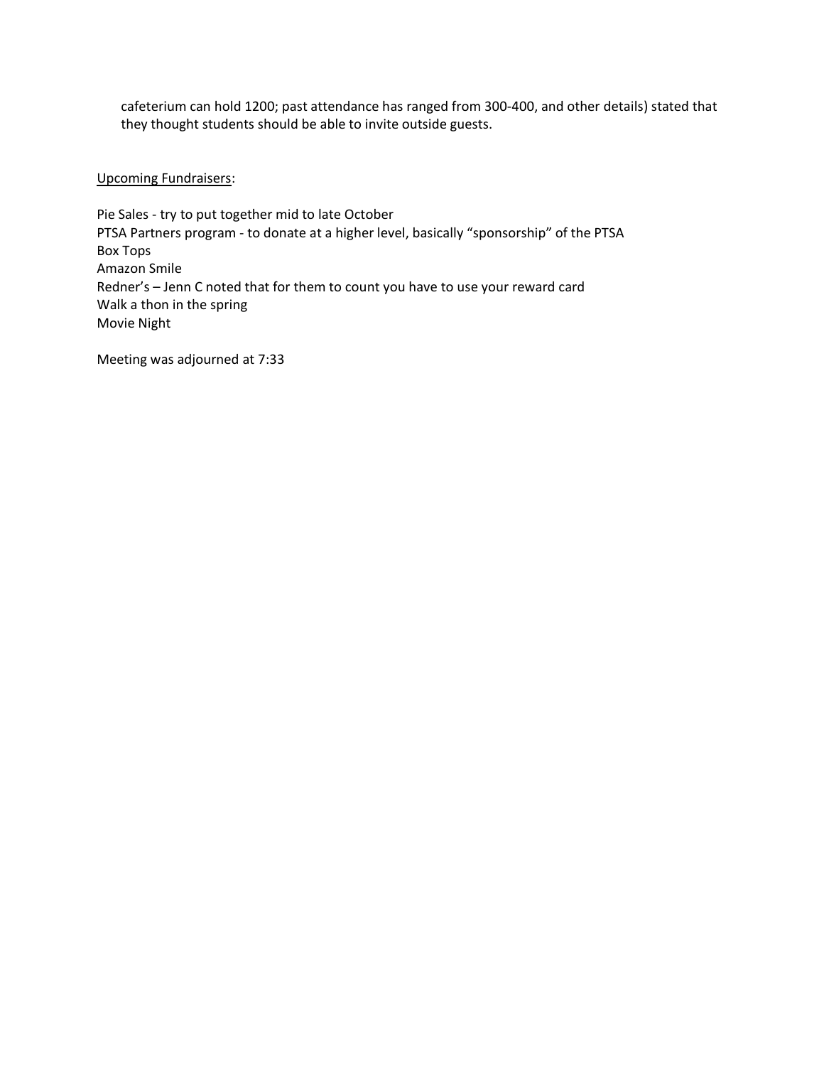cafeterium can hold 1200; past attendance has ranged from 300-400, and other details) stated that they thought students should be able to invite outside guests.

<u>Upcoming Fundraisers</u>:

Pie Sales - try to put together mid to late October
PTSA Partners program - to donate at a higher level, basically "sponsorship" of the PTSA
Box Tops
Amazon Smile
Redner's – Jenn C noted that for them to count you have to use your reward card
Walk a thon in the spring
Movie Night

Meeting was adjourned at 7:33